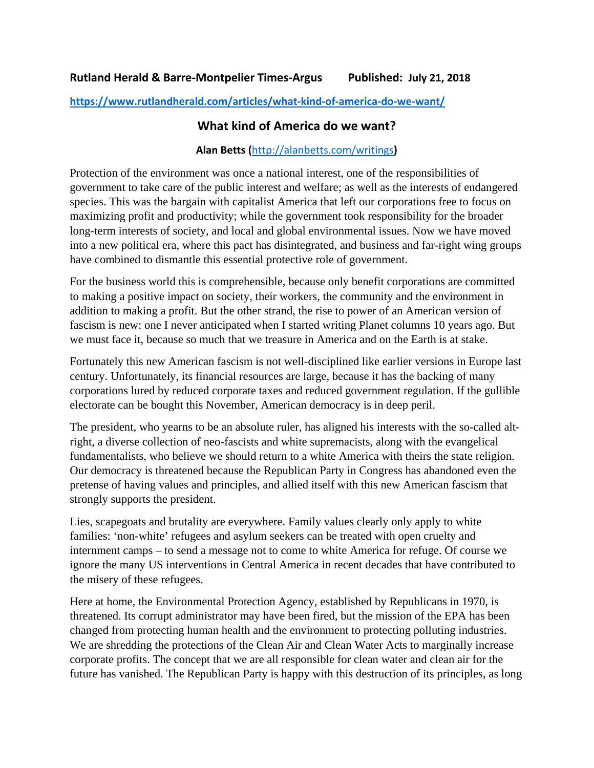**Rutland Herald & Barre-Montpelier Times-Argus Published: July 21, 2018**

**https://www.rutlandherald.com/articles/what-kind-of-america-do-we-want/**

## What kind of America do we want?

**Alan Betts (http://alanbetts.com/writings)**

Protection of the environment was once a national interest, one of the responsibilities of government to take care of the public interest and welfare; as well as the interests of endangered species. This was the bargain with capitalist America that left our corporations free to focus on maximizing profit and productivity; while the government took responsibility for the broader long-term interests of society, and local and global environmental issues. Now we have moved into a new political era, where this pact has disintegrated, and business and far-right wing groups have combined to dismantle this essential protective role of government.

For the business world this is comprehensible, because only benefit corporations are committed to making a positive impact on society, their workers, the community and the environment in addition to making a profit. But the other strand, the rise to power of an American version of fascism is new: one I never anticipated when I started writing Planet columns 10 years ago. But we must face it, because so much that we treasure in America and on the Earth is at stake.

Fortunately this new American fascism is not well-disciplined like earlier versions in Europe last century. Unfortunately, its financial resources are large, because it has the backing of many corporations lured by reduced corporate taxes and reduced government regulation. If the gullible electorate can be bought this November, American democracy is in deep peril.

The president, who yearns to be an absolute ruler, has aligned his interests with the so-called alt-right, a diverse collection of neo-fascists and white supremacists, along with the evangelical fundamentalists, who believe we should return to a white America with theirs the state religion. Our democracy is threatened because the Republican Party in Congress has abandoned even the pretense of having values and principles, and allied itself with this new American fascism that strongly supports the president.

Lies, scapegoats and brutality are everywhere. Family values clearly only apply to white families: 'non-white' refugees and asylum seekers can be treated with open cruelty and internment camps – to send a message not to come to white America for refuge. Of course we ignore the many US interventions in Central America in recent decades that have contributed to the misery of these refugees.

Here at home, the Environmental Protection Agency, established by Republicans in 1970, is threatened. Its corrupt administrator may have been fired, but the mission of the EPA has been changed from protecting human health and the environment to protecting polluting industries. We are shredding the protections of the Clean Air and Clean Water Acts to marginally increase corporate profits. The concept that we are all responsible for clean water and clean air for the future has vanished. The Republican Party is happy with this destruction of its principles, as long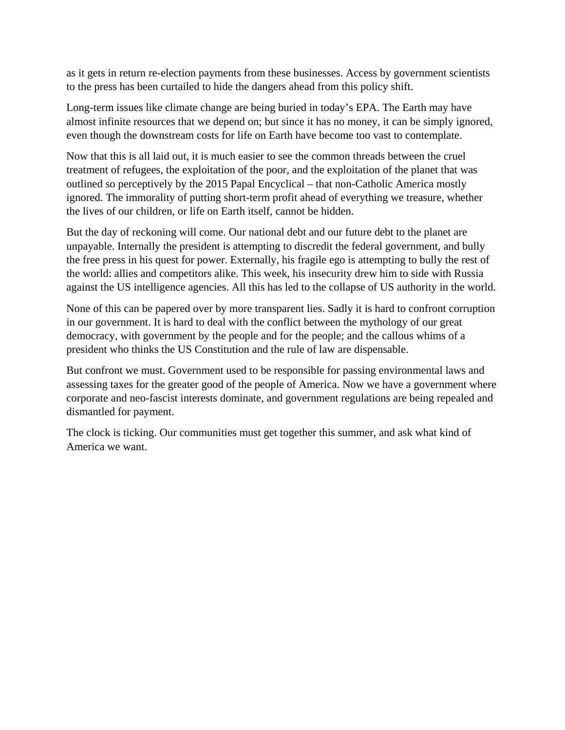as it gets in return re-election payments from these businesses. Access by government scientists to the press has been curtailed to hide the dangers ahead from this policy shift.

Long-term issues like climate change are being buried in today's EPA. The Earth may have almost infinite resources that we depend on; but since it has no money, it can be simply ignored, even though the downstream costs for life on Earth have become too vast to contemplate.

Now that this is all laid out, it is much easier to see the common threads between the cruel treatment of refugees, the exploitation of the poor, and the exploitation of the planet that was outlined so perceptively by the 2015 Papal Encyclical – that non-Catholic America mostly ignored. The immorality of putting short-term profit ahead of everything we treasure, whether the lives of our children, or life on Earth itself, cannot be hidden.

But the day of reckoning will come. Our national debt and our future debt to the planet are unpayable. Internally the president is attempting to discredit the federal government, and bully the free press in his quest for power. Externally, his fragile ego is attempting to bully the rest of the world: allies and competitors alike. This week, his insecurity drew him to side with Russia against the US intelligence agencies. All this has led to the collapse of US authority in the world.

None of this can be papered over by more transparent lies. Sadly it is hard to confront corruption in our government. It is hard to deal with the conflict between the mythology of our great democracy, with government by the people and for the people; and the callous whims of a president who thinks the US Constitution and the rule of law are dispensable.

But confront we must. Government used to be responsible for passing environmental laws and assessing taxes for the greater good of the people of America. Now we have a government where corporate and neo-fascist interests dominate, and government regulations are being repealed and dismantled for payment.

The clock is ticking. Our communities must get together this summer, and ask what kind of America we want.